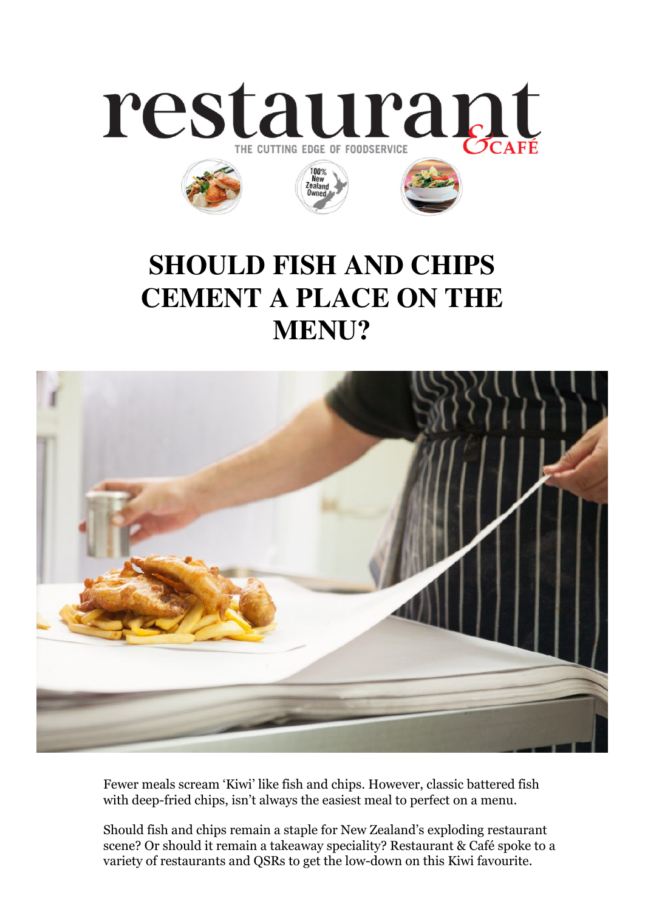# SHOULD FISH AND CHIPS CEMENT A PLACE ON THE MENU?

Fewer meals scream 'Kiwi' like fish and chips. However, classic battered fish with deep-fried chips, isn't always the easiest meal to perfect on a menu.

Should fish and chips remain a staple for New Zealand's exploding restaurant scene? Or should it remain a takeaway speciality? Restaurant & Café spoke to a variety of restaurants and QSRs to get the low-down on this Kiwi favourite.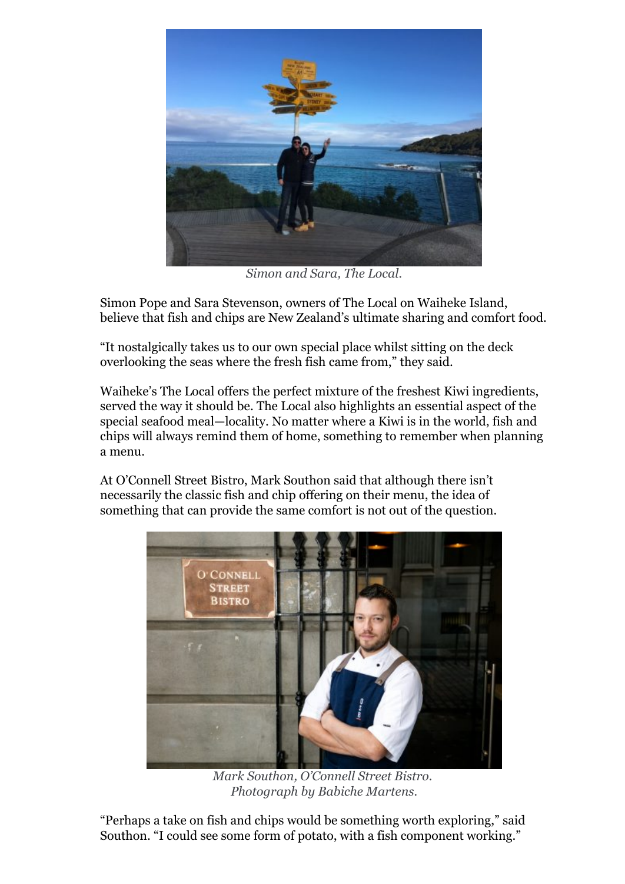*Simon and Sara, The Local.*

Simon Pope and Sara Stevenson, owners of The Local on Waiheke Island, believe that fish and chips are New Zealand's ultimate sharing and comfort food.

"It nostalgically takes us to our own special place whilst sitting on the deck overlooking the seas where the fresh fish came from," they said.

Waiheke's The Local offers the perfect mixture of the freshest Kiwi ingredients, served the way it should be. The Local also highlights an essential aspect of the special seafood meal—locality. No matter where a Kiwi is in the world, fish and chips will always remind them of home, something to remember when planning a menu.

At O'Connell Street Bistro, Mark Southon said that although there isn't necessarily the classic fish and chip offering on their menu, the idea of something that can provide the same comfort is not out of the question.

*Mark Southon, O'Connell Street Bistro.*
*Photograph by Babiche Martens.*

"Perhaps a take on fish and chips would be something worth exploring," said Southon. "I could see some form of potato, with a fish component working."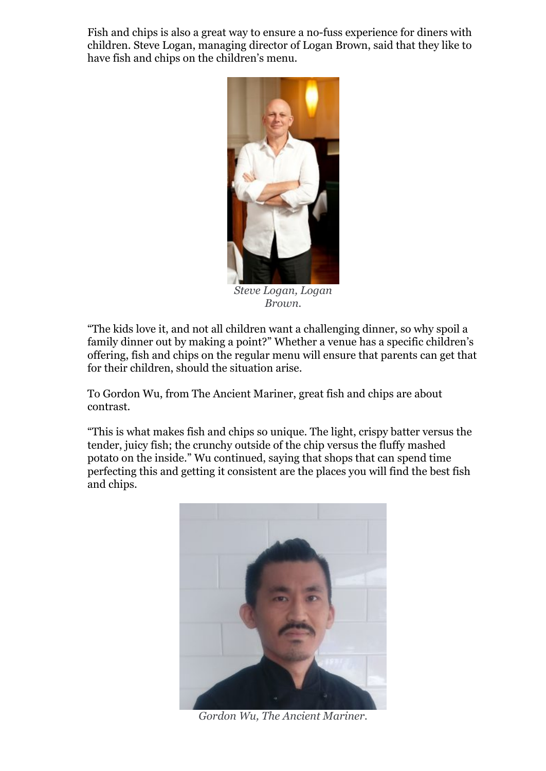Fish and chips is also a great way to ensure a no-fuss experience for diners with children. Steve Logan, managing director of Logan Brown, said that they like to have fish and chips on the children's menu.

*Steve Logan, Logan Brown.*

"The kids love it, and not all children want a challenging dinner, so why spoil a family dinner out by making a point?" Whether a venue has a specific children's offering, fish and chips on the regular menu will ensure that parents can get that for their children, should the situation arise.

To Gordon Wu, from The Ancient Mariner, great fish and chips are about contrast.

"This is what makes fish and chips so unique. The light, crispy batter versus the tender, juicy fish; the crunchy outside of the chip versus the fluffy mashed potato on the inside." Wu continued, saying that shops that can spend time perfecting this and getting it consistent are the places you will find the best fish and chips.

*Gordon Wu, The Ancient Mariner.*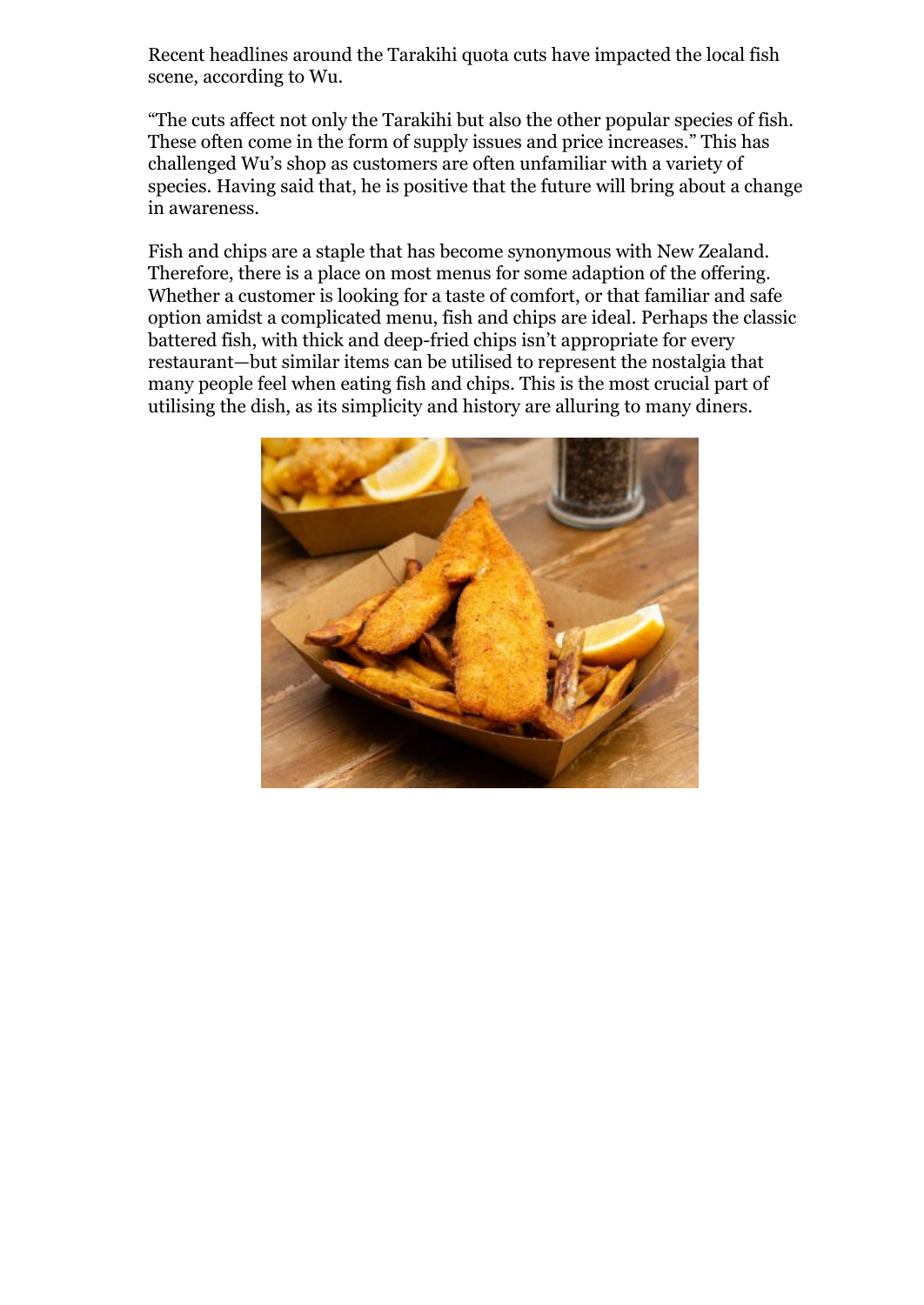Recent headlines around the Tarakihi quota cuts have impacted the local fish scene, according to Wu.

"The cuts affect not only the Tarakihi but also the other popular species of fish. These often come in the form of supply issues and price increases." This has challenged Wu's shop as customers are often unfamiliar with a variety of species. Having said that, he is positive that the future will bring about a change in awareness.

Fish and chips are a staple that has become synonymous with New Zealand. Therefore, there is a place on most menus for some adaption of the offering. Whether a customer is looking for a taste of comfort, or that familiar and safe option amidst a complicated menu, fish and chips are ideal. Perhaps the classic battered fish, with thick and deep-fried chips isn't appropriate for every restaurant—but similar items can be utilised to represent the nostalgia that many people feel when eating fish and chips. This is the most crucial part of utilising the dish, as its simplicity and history are alluring to many diners.